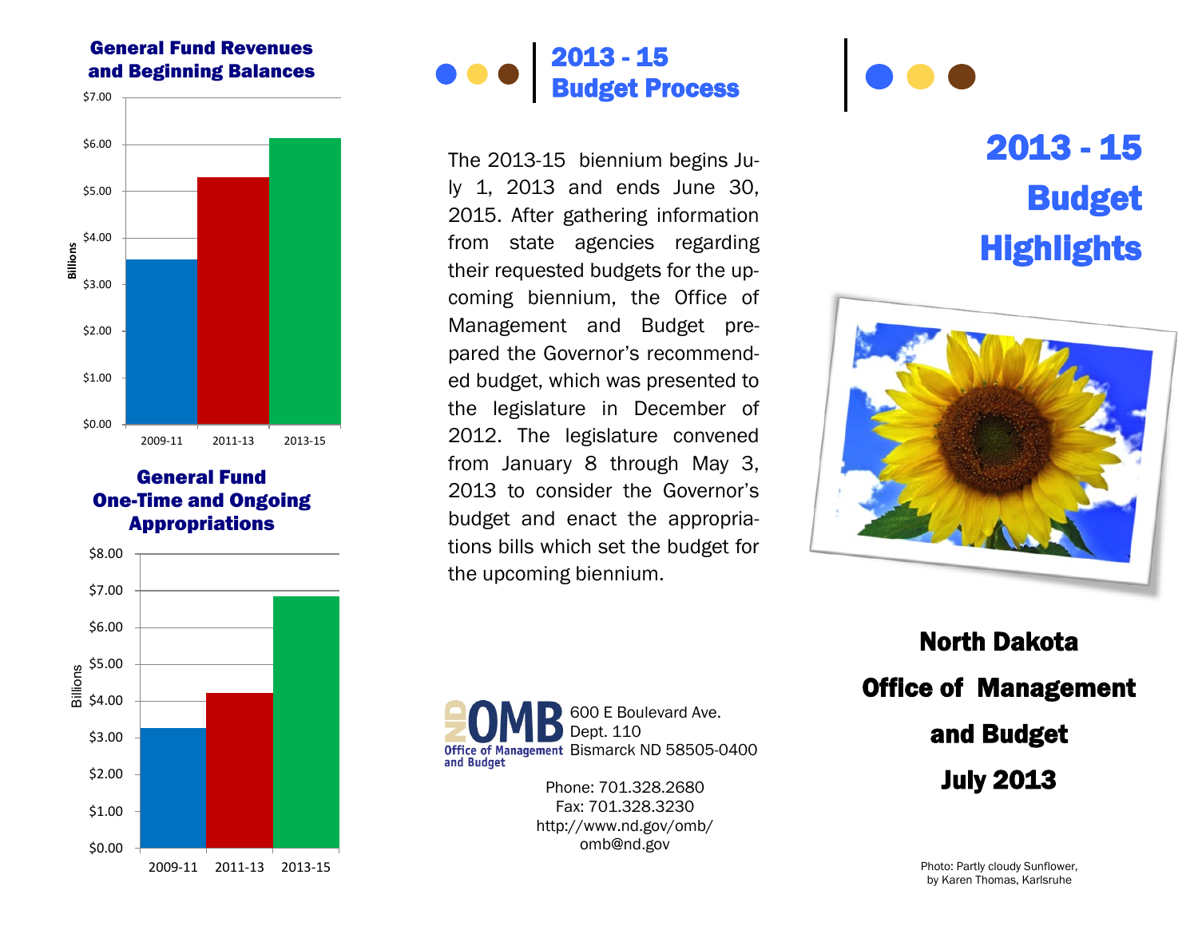## General Fund Revenues and Beginning Balances

Billions

$7.00
$6.00
$5.00
$4.00
$3.00
$2.00
$1.00
$0.00

2009-11 2011-13 2013-15

## General Fund One-Time and Ongoing Appropriations

Billions

$8.00
$7.00
$6.00
$5.00
$4.00
$3.00
$2.00
$1.00
$0.00

2009-11 2011-13 2013-15

## 2013 - 15 Budget Process

The 2013-15 biennium begins July 1, 2013 and ends June 30, 2015. After gathering information from state agencies regarding their requested budgets for the upcoming biennium, the Office of Management and Budget prepared the Governor's recommended budget, which was presented to the legislature in December of 2012. The legislature convened from January 8 through May 3, 2013 to consider the Governor's budget and enact the appropriations bills which set the budget for the upcoming biennium.

ND OMB Office of Management and Budget

600 E Boulevard Ave.
Dept. 110
Bismarck ND 58505-0400

Phone: 701.328.2680
Fax: 701.328.3230
http://www.nd.gov/omb/
omb@nd.gov

# 2013 - 15 Budget Highlights

**North Dakota**

**Office of Management and Budget**

**July 2013**

Photo: Partly cloudy Sunflower, by Karen Thomas, Karlsruhe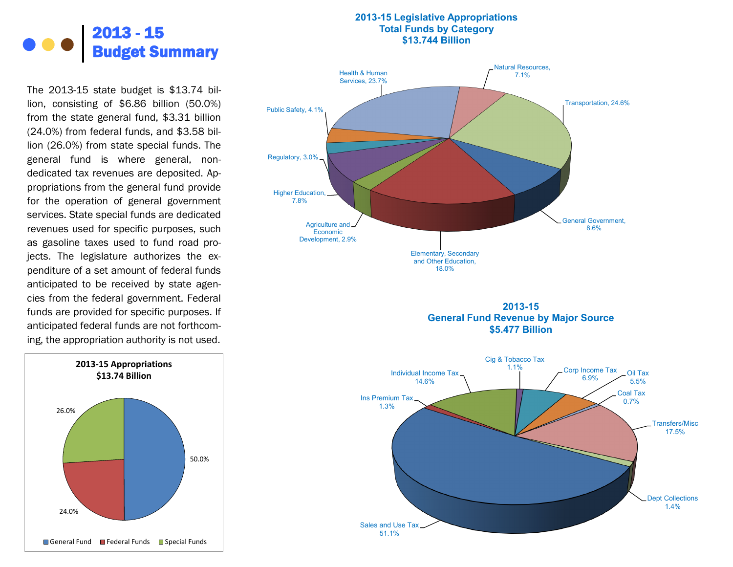# 2013 - 15 Budget Summary

The 2013-15 state budget is $13.74 billion, consisting of $6.86 billion (50.0%) from the state general fund, $3.31 billion (24.0%) from federal funds, and $3.58 billion (26.0%) from state special funds. The general fund is where general, non-dedicated tax revenues are deposited. Appropriations from the general fund provide for the operation of general government services. State special funds are dedicated revenues used for specific purposes, such as gasoline taxes used to fund road projects. The legislature authorizes the expenditure of a set amount of federal funds anticipated to be received by state agencies from the federal government. Federal funds are provided for specific purposes. If anticipated federal funds are not forthcoming, the appropriation authority is not used.

**2013-15 Appropriations**
**$13.74 Billion**

50.0%
24.0%
26.0%

General Fund
Federal Funds
Special Funds

**2013-15 Legislative Appropriations**
**Total Funds by Category**
**$13.744 Billion**

Health & Human Services, 23.7%
Natural Resources, 7.1%
Transportation, 24.6%
General Government, 8.6%
Elementary, Secondary and Other Education, 18.0%
Agriculture and Economic Development, 2.9%
Higher Education, 7.8%
Regulatory, 3.0%
Public Safety, 4.1%

**2013-15**
**General Fund Revenue by Major Source**
**$5.477 Billion**

Cig & Tobacco Tax 1.1%
Corp Income Tax 6.9%
Oil Tax 5.5%
Coal Tax 0.7%
Transfers/Misc 17.5%
Dept Collections 1.4%
Sales and Use Tax 51.1%
Ins Premium Tax 1.3%
Individual Income Tax 14.6%